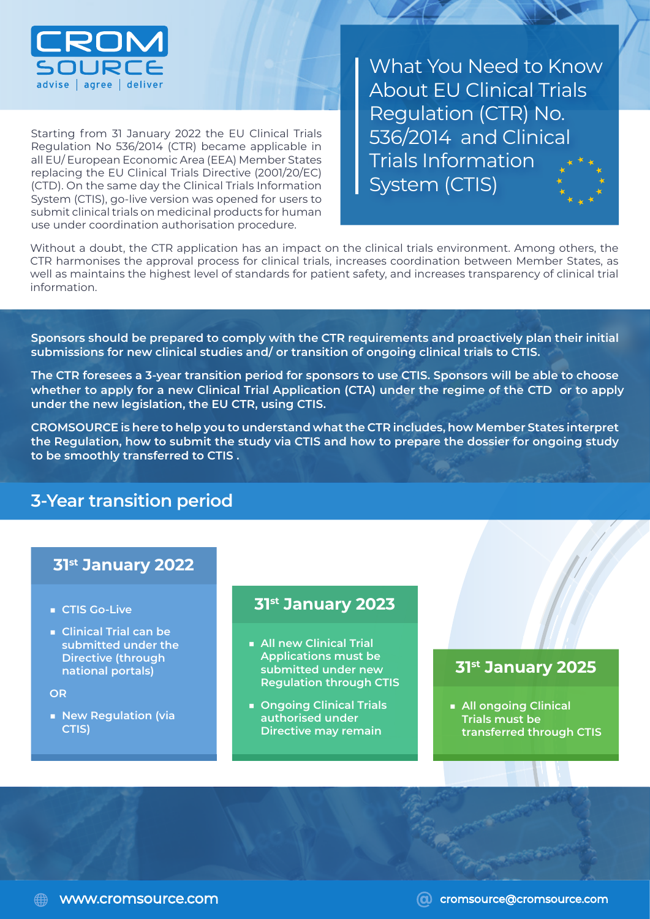CROMSOURCE
advise | agree | deliver

# What You Need to Know About EU Clinical Trials Regulation (CTR) No. 536/2014 and Clinical Trials Information System (CTIS)

Starting from 31 January 2022 the EU Clinical Trials Regulation No 536/2014 (CTR) became applicable in all EU/ European Economic Area (EEA) Member States replacing the EU Clinical Trials Directive (2001/20/EC) (CTD). On the same day the Clinical Trials Information System (CTIS), go-live version was opened for users to submit clinical trials on medicinal products for human use under coordination authorisation procedure.

Without a doubt, the CTR application has an impact on the clinical trials environment. Among others, the CTR harmonises the approval process for clinical trials, increases coordination between Member States, as well as maintains the highest level of standards for patient safety, and increases transparency of clinical trial information.

**Sponsors should be prepared to comply with the CTR requirements and proactively plan their initial submissions for new clinical studies and/ or transition of ongoing clinical trials to CTIS.**

**The CTR foresees a 3-year transition period for sponsors to use CTIS. Sponsors will be able to choose whether to apply for a new Clinical Trial Application (CTA) under the regime of the CTD or to apply under the new legislation, the EU CTR, using CTIS.**

**CROMSOURCE is here to help you to understand what the CTR includes, how Member States interpret the Regulation, how to submit the study via CTIS and how to prepare the dossier for ongoing study to be smoothly transferred to CTIS .**

## 3-Year transition period

### 31st January 2022

- CTIS Go-Live
- Clinical Trial can be submitted under the Directive (through national portals)

OR

- New Regulation (via CTIS)

### 31st January 2023

- All new Clinical Trial Applications must be submitted under new Regulation through CTIS
- Ongoing Clinical Trials authorised under Directive may remain

### 31st January 2025

- All ongoing Clinical Trials must be transferred through CTIS

www.cromsource.com

cromsource@cromsource.com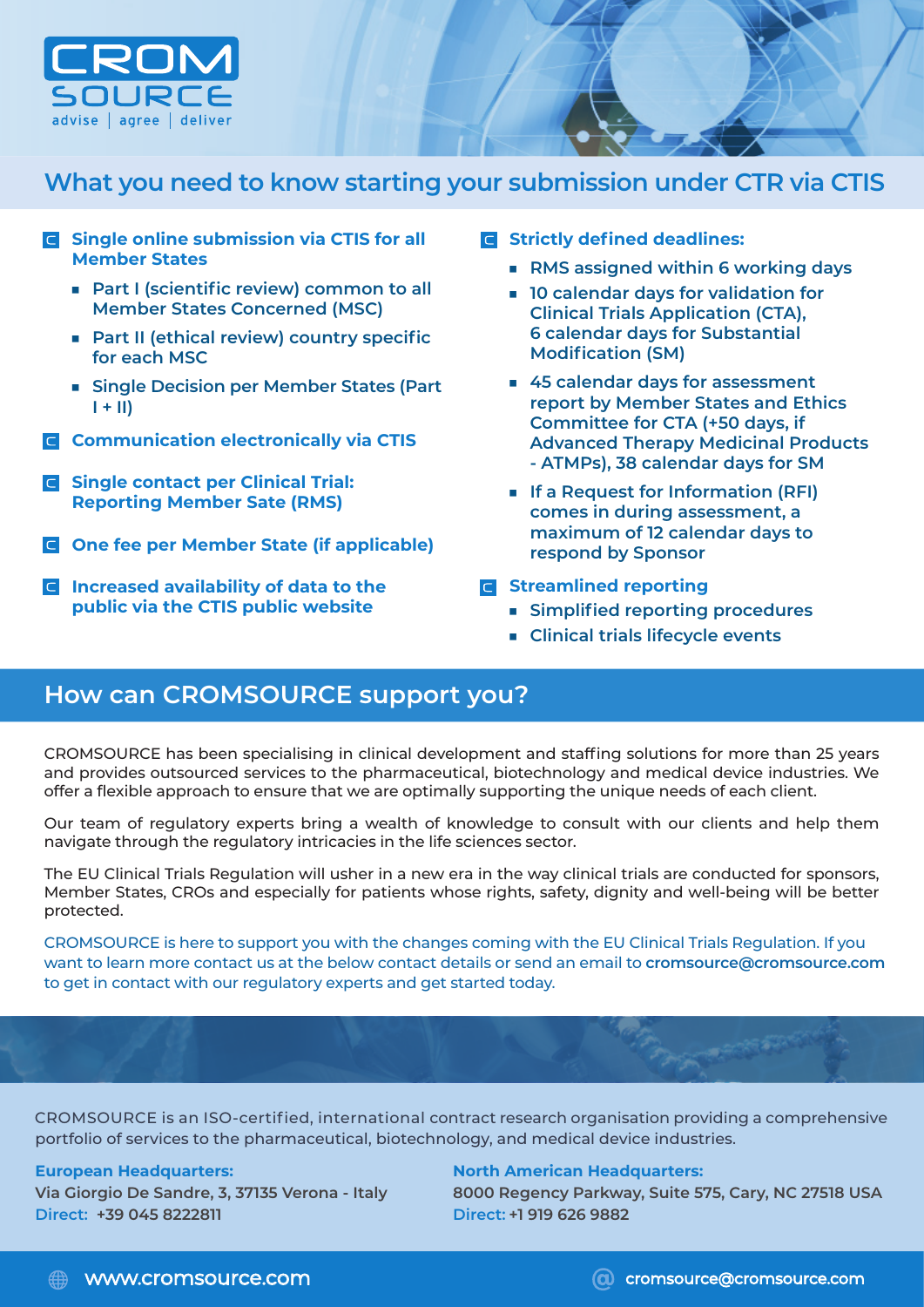CROM SOURCE
advise | agree | deliver

# What you need to know starting your submission under CTR via CTIS

- **Single online submission via CTIS for all Member States**
  - Part I (scientific review) common to all Member States Concerned (MSC)
  - Part II (ethical review) country specific for each MSC
  - Single Decision per Member States (Part I + II)
- **Communication electronically via CTIS**
- **Single contact per Clinical Trial: Reporting Member Sate (RMS)**
- **One fee per Member State (if applicable)**
- **Increased availability of data to the public via the CTIS public website**
- **Strictly defined deadlines:**
  - RMS assigned within 6 working days
  - 10 calendar days for validation for Clinical Trials Application (CTA), 6 calendar days for Substantial Modification (SM)
  - 45 calendar days for assessment report by Member States and Ethics Committee for CTA (+50 days, if Advanced Therapy Medicinal Products - ATMPs), 38 calendar days for SM
  - If a Request for Information (RFI) comes in during assessment, a maximum of 12 calendar days to respond by Sponsor
- **Streamlined reporting**
  - Simplified reporting procedures
  - Clinical trials lifecycle events

## How can CROMSOURCE support you?

CROMSOURCE has been specialising in clinical development and staffing solutions for more than 25 years and provides outsourced services to the pharmaceutical, biotechnology and medical device industries. We offer a flexible approach to ensure that we are optimally supporting the unique needs of each client.

Our team of regulatory experts bring a wealth of knowledge to consult with our clients and help them navigate through the regulatory intricacies in the life sciences sector.

The EU Clinical Trials Regulation will usher in a new era in the way clinical trials are conducted for sponsors, Member States, CROs and especially for patients whose rights, safety, dignity and well-being will be better protected.

CROMSOURCE is here to support you with the changes coming with the EU Clinical Trials Regulation. If you want to learn more contact us at the below contact details or send an email to **cromsource@cromsource.com** to get in contact with our regulatory experts and get started today.

CROMSOURCE is an ISO-certified, international contract research organisation providing a comprehensive portfolio of services to the pharmaceutical, biotechnology, and medical device industries.

**European Headquarters:**
Via Giorgio De Sandre, 3, 37135 Verona - Italy
Direct: +39 045 8222811

**North American Headquarters:**
8000 Regency Parkway, Suite 575, Cary, NC 27518 USA
Direct: +1 919 626 9882

www.cromsource.com

cromsource@cromsource.com